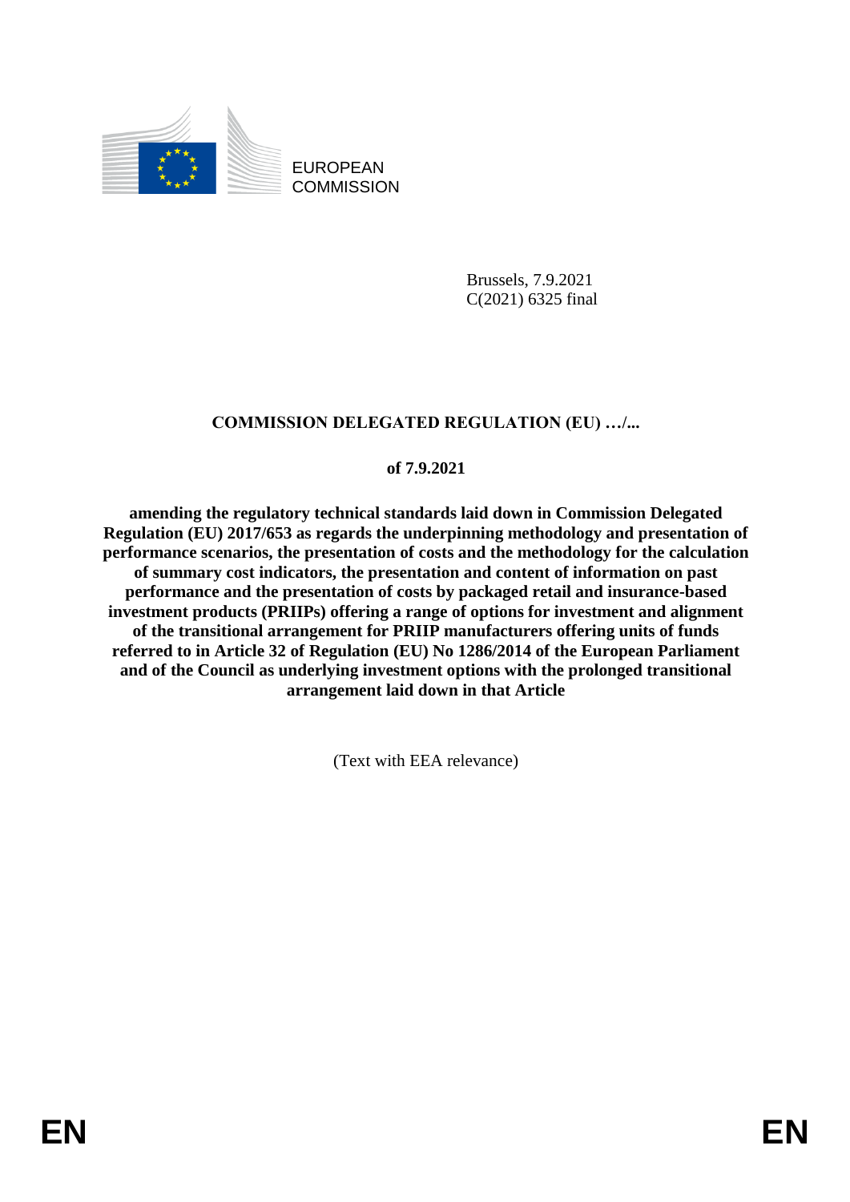EUROPEAN COMMISSION

Brussels, 7.9.2021
C(2021) 6325 final

# COMMISSION DELEGATED REGULATION (EU) …/...

**of 7.9.2021**

**amending the regulatory technical standards laid down in Commission Delegated Regulation (EU) 2017/653 as regards the underpinning methodology and presentation of performance scenarios, the presentation of costs and the methodology for the calculation of summary cost indicators, the presentation and content of information on past performance and the presentation of costs by packaged retail and insurance-based investment products (PRIIPs) offering a range of options for investment and alignment of the transitional arrangement for PRIIP manufacturers offering units of funds referred to in Article 32 of Regulation (EU) No 1286/2014 of the European Parliament and of the Council as underlying investment options with the prolonged transitional arrangement laid down in that Article**

(Text with EEA relevance)

EN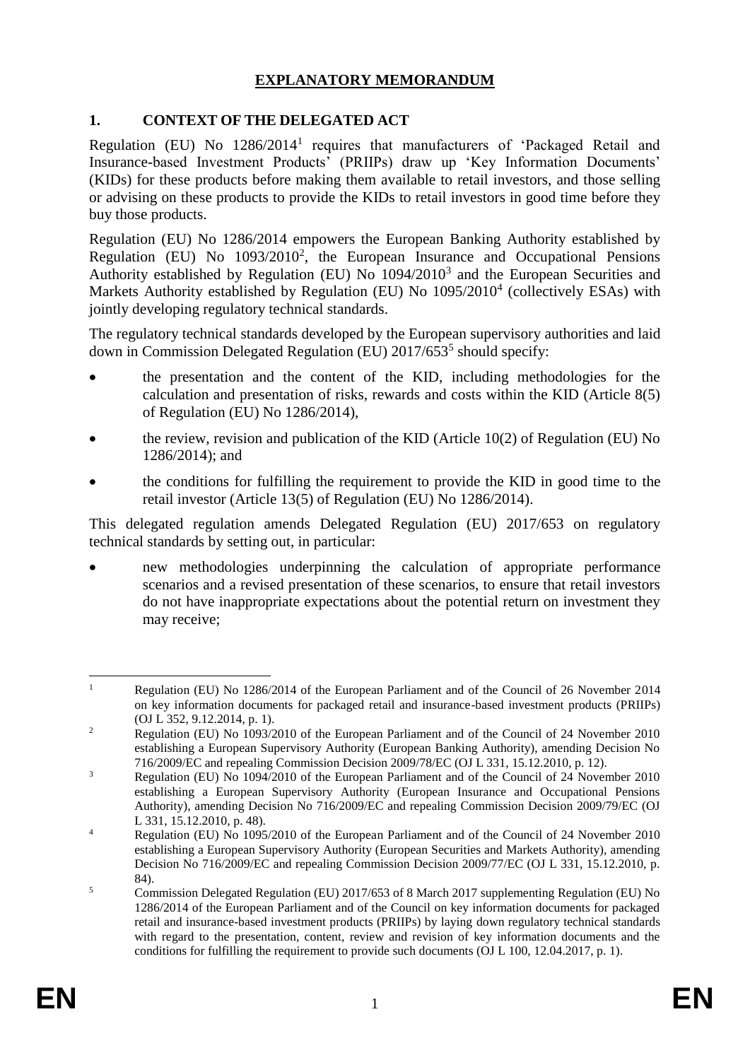# EXPLANATORY MEMORANDUM

## 1. CONTEXT OF THE DELEGATED ACT

Regulation (EU) No 1286/2014[1] requires that manufacturers of 'Packaged Retail and Insurance-based Investment Products' (PRIIPs) draw up 'Key Information Documents' (KIDs) for these products before making them available to retail investors, and those selling or advising on these products to provide the KIDs to retail investors in good time before they buy those products.

Regulation (EU) No 1286/2014 empowers the European Banking Authority established by Regulation (EU) No 1093/2010[2], the European Insurance and Occupational Pensions Authority established by Regulation (EU) No 1094/2010[3] and the European Securities and Markets Authority established by Regulation (EU) No 1095/2010[4] (collectively ESAs) with jointly developing regulatory technical standards.

The regulatory technical standards developed by the European supervisory authorities and laid down in Commission Delegated Regulation (EU) 2017/653[5] should specify:

- the presentation and the content of the KID, including methodologies for the calculation and presentation of risks, rewards and costs within the KID (Article 8(5) of Regulation (EU) No 1286/2014),
- the review, revision and publication of the KID (Article 10(2) of Regulation (EU) No 1286/2014); and
- the conditions for fulfilling the requirement to provide the KID in good time to the retail investor (Article 13(5) of Regulation (EU) No 1286/2014).

This delegated regulation amends Delegated Regulation (EU) 2017/653 on regulatory technical standards by setting out, in particular:

- new methodologies underpinning the calculation of appropriate performance scenarios and a revised presentation of these scenarios, to ensure that retail investors do not have inappropriate expectations about the potential return on investment they may receive;

---

[1] Regulation (EU) No 1286/2014 of the European Parliament and of the Council of 26 November 2014 on key information documents for packaged retail and insurance-based investment products (PRIIPs) (OJ L 352, 9.12.2014, p. 1).

[2] Regulation (EU) No 1093/2010 of the European Parliament and of the Council of 24 November 2010 establishing a European Supervisory Authority (European Banking Authority), amending Decision No 716/2009/EC and repealing Commission Decision 2009/78/EC (OJ L 331, 15.12.2010, p. 12).

[3] Regulation (EU) No 1094/2010 of the European Parliament and of the Council of 24 November 2010 establishing a European Supervisory Authority (European Insurance and Occupational Pensions Authority), amending Decision No 716/2009/EC and repealing Commission Decision 2009/79/EC (OJ L 331, 15.12.2010, p. 48).

[4] Regulation (EU) No 1095/2010 of the European Parliament and of the Council of 24 November 2010 establishing a European Supervisory Authority (European Securities and Markets Authority), amending Decision No 716/2009/EC and repealing Commission Decision 2009/77/EC (OJ L 331, 15.12.2010, p. 84).

[5] Commission Delegated Regulation (EU) 2017/653 of 8 March 2017 supplementing Regulation (EU) No 1286/2014 of the European Parliament and of the Council on key information documents for packaged retail and insurance-based investment products (PRIIPs) by laying down regulatory technical standards with regard to the presentation, content, review and revision of key information documents and the conditions for fulfilling the requirement to provide such documents (OJ L 100, 12.04.2017, p. 1).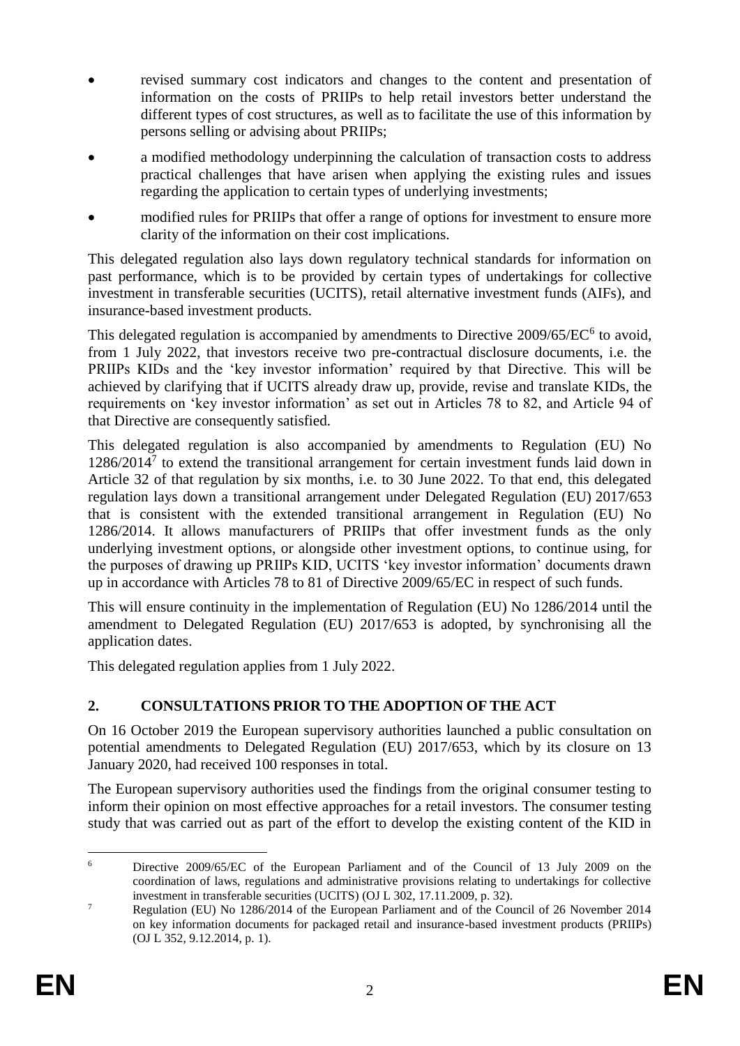- revised summary cost indicators and changes to the content and presentation of information on the costs of PRIIPs to help retail investors better understand the different types of cost structures, as well as to facilitate the use of this information by persons selling or advising about PRIIPs;
- a modified methodology underpinning the calculation of transaction costs to address practical challenges that have arisen when applying the existing rules and issues regarding the application to certain types of underlying investments;
- modified rules for PRIIPs that offer a range of options for investment to ensure more clarity of the information on their cost implications.

This delegated regulation also lays down regulatory technical standards for information on past performance, which is to be provided by certain types of undertakings for collective investment in transferable securities (UCITS), retail alternative investment funds (AIFs), and insurance-based investment products.

This delegated regulation is accompanied by amendments to Directive 2009/65/EC[6] to avoid, from 1 July 2022, that investors receive two pre-contractual disclosure documents, i.e. the PRIIPs KIDs and the 'key investor information' required by that Directive. This will be achieved by clarifying that if UCITS already draw up, provide, revise and translate KIDs, the requirements on 'key investor information' as set out in Articles 78 to 82, and Article 94 of that Directive are consequently satisfied.

This delegated regulation is also accompanied by amendments to Regulation (EU) No 1286/2014[7] to extend the transitional arrangement for certain investment funds laid down in Article 32 of that regulation by six months, i.e. to 30 June 2022. To that end, this delegated regulation lays down a transitional arrangement under Delegated Regulation (EU) 2017/653 that is consistent with the extended transitional arrangement in Regulation (EU) No 1286/2014. It allows manufacturers of PRIIPs that offer investment funds as the only underlying investment options, or alongside other investment options, to continue using, for the purposes of drawing up PRIIPs KID, UCITS 'key investor information' documents drawn up in accordance with Articles 78 to 81 of Directive 2009/65/EC in respect of such funds.

This will ensure continuity in the implementation of Regulation (EU) No 1286/2014 until the amendment to Delegated Regulation (EU) 2017/653 is adopted, by synchronising all the application dates.

This delegated regulation applies from 1 July 2022.

## 2. CONSULTATIONS PRIOR TO THE ADOPTION OF THE ACT

On 16 October 2019 the European supervisory authorities launched a public consultation on potential amendments to Delegated Regulation (EU) 2017/653, which by its closure on 13 January 2020, had received 100 responses in total.

The European supervisory authorities used the findings from the original consumer testing to inform their opinion on most effective approaches for a retail investors. The consumer testing study that was carried out as part of the effort to develop the existing content of the KID in

---

[6] Directive 2009/65/EC of the European Parliament and of the Council of 13 July 2009 on the coordination of laws, regulations and administrative provisions relating to undertakings for collective investment in transferable securities (UCITS) (OJ L 302, 17.11.2009, p. 32).

[7] Regulation (EU) No 1286/2014 of the European Parliament and of the Council of 26 November 2014 on key information documents for packaged retail and insurance-based investment products (PRIIPs) (OJ L 352, 9.12.2014, p. 1).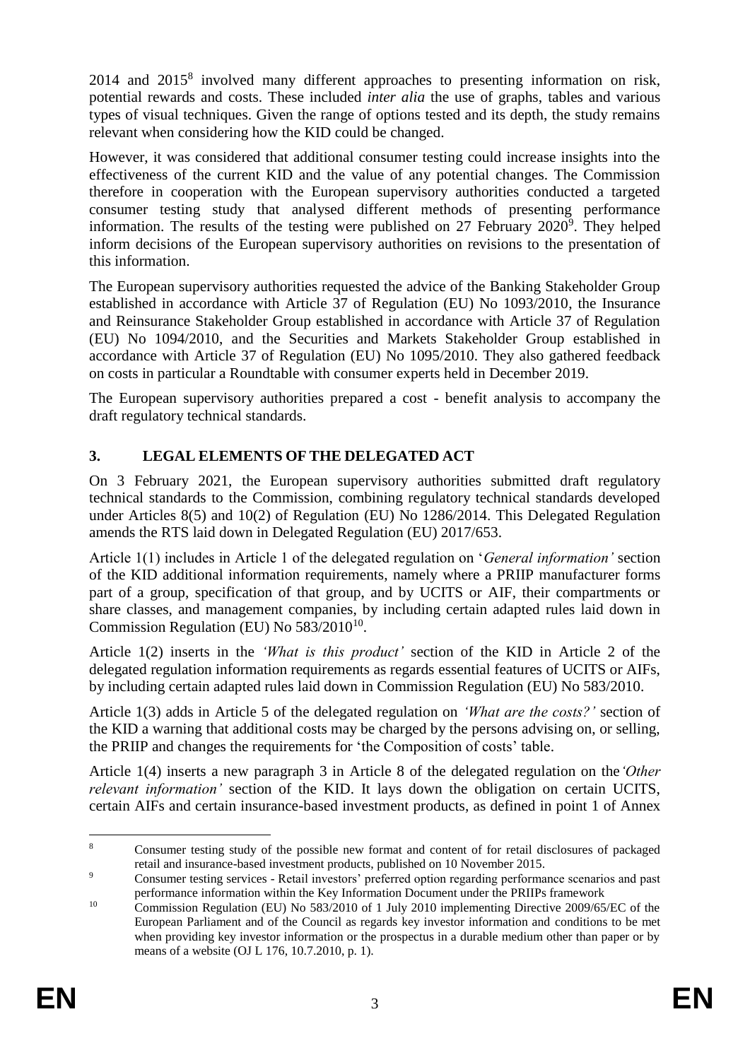2014 and 2015[8] involved many different approaches to presenting information on risk, potential rewards and costs. These included *inter alia* the use of graphs, tables and various types of visual techniques. Given the range of options tested and its depth, the study remains relevant when considering how the KID could be changed.

However, it was considered that additional consumer testing could increase insights into the effectiveness of the current KID and the value of any potential changes. The Commission therefore in cooperation with the European supervisory authorities conducted a targeted consumer testing study that analysed different methods of presenting performance information. The results of the testing were published on 27 February 2020[9]. They helped inform decisions of the European supervisory authorities on revisions to the presentation of this information.

The European supervisory authorities requested the advice of the Banking Stakeholder Group established in accordance with Article 37 of Regulation (EU) No 1093/2010, the Insurance and Reinsurance Stakeholder Group established in accordance with Article 37 of Regulation (EU) No 1094/2010, and the Securities and Markets Stakeholder Group established in accordance with Article 37 of Regulation (EU) No 1095/2010. They also gathered feedback on costs in particular a Roundtable with consumer experts held in December 2019.

The European supervisory authorities prepared a cost - benefit analysis to accompany the draft regulatory technical standards.

## 3. LEGAL ELEMENTS OF THE DELEGATED ACT

On 3 February 2021, the European supervisory authorities submitted draft regulatory technical standards to the Commission, combining regulatory technical standards developed under Articles 8(5) and 10(2) of Regulation (EU) No 1286/2014. This Delegated Regulation amends the RTS laid down in Delegated Regulation (EU) 2017/653.

Article 1(1) includes in Article 1 of the delegated regulation on '*General information'* section of the KID additional information requirements, namely where a PRIIP manufacturer forms part of a group, specification of that group, and by UCITS or AIF, their compartments or share classes, and management companies, by including certain adapted rules laid down in Commission Regulation (EU) No 583/2010[10].

Article 1(2) inserts in the *'What is this product'* section of the KID in Article 2 of the delegated regulation information requirements as regards essential features of UCITS or AIFs, by including certain adapted rules laid down in Commission Regulation (EU) No 583/2010.

Article 1(3) adds in Article 5 of the delegated regulation on *'What are the costs?'* section of the KID a warning that additional costs may be charged by the persons advising on, or selling, the PRIIP and changes the requirements for 'the Composition of costs' table.

Article 1(4) inserts a new paragraph 3 in Article 8 of the delegated regulation on the *'Other relevant information'* section of the KID. It lays down the obligation on certain UCITS, certain AIFs and certain insurance-based investment products, as defined in point 1 of Annex

---

[8] Consumer testing study of the possible new format and content of for retail disclosures of packaged retail and insurance-based investment products, published on 10 November 2015.

[9] Consumer testing services - Retail investors' preferred option regarding performance scenarios and past performance information within the Key Information Document under the PRIIPs framework

[10] Commission Regulation (EU) No 583/2010 of 1 July 2010 implementing Directive 2009/65/EC of the European Parliament and of the Council as regards key investor information and conditions to be met when providing key investor information or the prospectus in a durable medium other than paper or by means of a website (OJ L 176, 10.7.2010, p. 1).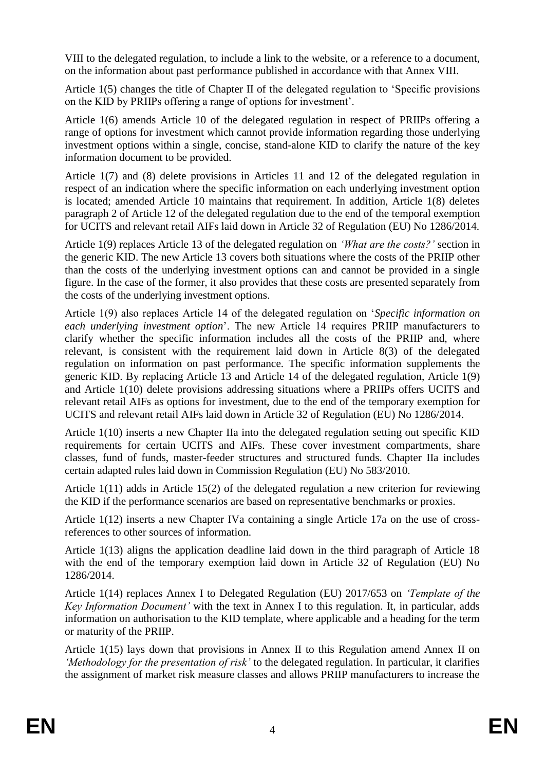VIII to the delegated regulation, to include a link to the website, or a reference to a document, on the information about past performance published in accordance with that Annex VIII.

Article 1(5) changes the title of Chapter II of the delegated regulation to 'Specific provisions on the KID by PRIIPs offering a range of options for investment'.

Article 1(6) amends Article 10 of the delegated regulation in respect of PRIIPs offering a range of options for investment which cannot provide information regarding those underlying investment options within a single, concise, stand-alone KID to clarify the nature of the key information document to be provided.

Article 1(7) and (8) delete provisions in Articles 11 and 12 of the delegated regulation in respect of an indication where the specific information on each underlying investment option is located; amended Article 10 maintains that requirement. In addition, Article 1(8) deletes paragraph 2 of Article 12 of the delegated regulation due to the end of the temporal exemption for UCITS and relevant retail AIFs laid down in Article 32 of Regulation (EU) No 1286/2014.

Article 1(9) replaces Article 13 of the delegated regulation on *'What are the costs?'* section in the generic KID. The new Article 13 covers both situations where the costs of the PRIIP other than the costs of the underlying investment options can and cannot be provided in a single figure. In the case of the former, it also provides that these costs are presented separately from the costs of the underlying investment options.

Article 1(9) also replaces Article 14 of the delegated regulation on '*Specific information on each underlying investment option*'. The new Article 14 requires PRIIP manufacturers to clarify whether the specific information includes all the costs of the PRIIP and, where relevant, is consistent with the requirement laid down in Article 8(3) of the delegated regulation on information on past performance. The specific information supplements the generic KID. By replacing Article 13 and Article 14 of the delegated regulation, Article 1(9) and Article 1(10) delete provisions addressing situations where a PRIIPs offers UCITS and relevant retail AIFs as options for investment, due to the end of the temporary exemption for UCITS and relevant retail AIFs laid down in Article 32 of Regulation (EU) No 1286/2014.

Article 1(10) inserts a new Chapter IIa into the delegated regulation setting out specific KID requirements for certain UCITS and AIFs. These cover investment compartments, share classes, fund of funds, master-feeder structures and structured funds. Chapter IIa includes certain adapted rules laid down in Commission Regulation (EU) No 583/2010.

Article 1(11) adds in Article 15(2) of the delegated regulation a new criterion for reviewing the KID if the performance scenarios are based on representative benchmarks or proxies.

Article 1(12) inserts a new Chapter IVa containing a single Article 17a on the use of cross-references to other sources of information.

Article 1(13) aligns the application deadline laid down in the third paragraph of Article 18 with the end of the temporary exemption laid down in Article 32 of Regulation (EU) No 1286/2014.

Article 1(14) replaces Annex I to Delegated Regulation (EU) 2017/653 on *'Template of the Key Information Document'* with the text in Annex I to this regulation. It, in particular, adds information on authorisation to the KID template, where applicable and a heading for the term or maturity of the PRIIP.

Article 1(15) lays down that provisions in Annex II to this Regulation amend Annex II on *'Methodology for the presentation of risk'* to the delegated regulation. In particular, it clarifies the assignment of market risk measure classes and allows PRIIP manufacturers to increase the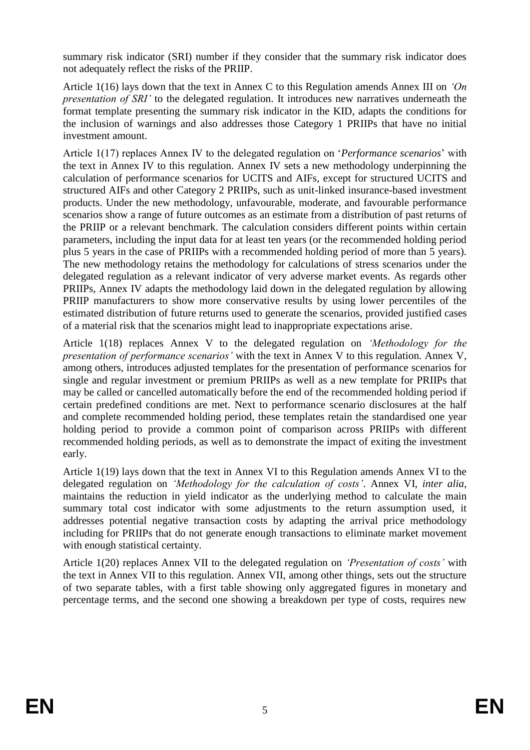summary risk indicator (SRI) number if they consider that the summary risk indicator does not adequately reflect the risks of the PRIIP.

Article 1(16) lays down that the text in Annex C to this Regulation amends Annex III on *'On presentation of SRI'* to the delegated regulation. It introduces new narratives underneath the format template presenting the summary risk indicator in the KID, adapts the conditions for the inclusion of warnings and also addresses those Category 1 PRIIPs that have no initial investment amount.

Article 1(17) replaces Annex IV to the delegated regulation on '*Performance scenarios*' with the text in Annex IV to this regulation. Annex IV sets a new methodology underpinning the calculation of performance scenarios for UCITS and AIFs, except for structured UCITS and structured AIFs and other Category 2 PRIIPs, such as unit-linked insurance-based investment products. Under the new methodology, unfavourable, moderate, and favourable performance scenarios show a range of future outcomes as an estimate from a distribution of past returns of the PRIIP or a relevant benchmark. The calculation considers different points within certain parameters, including the input data for at least ten years (or the recommended holding period plus 5 years in the case of PRIIPs with a recommended holding period of more than 5 years). The new methodology retains the methodology for calculations of stress scenarios under the delegated regulation as a relevant indicator of very adverse market events. As regards other PRIIPs, Annex IV adapts the methodology laid down in the delegated regulation by allowing PRIIP manufacturers to show more conservative results by using lower percentiles of the estimated distribution of future returns used to generate the scenarios, provided justified cases of a material risk that the scenarios might lead to inappropriate expectations arise.

Article 1(18) replaces Annex V to the delegated regulation on *'Methodology for the presentation of performance scenarios'* with the text in Annex V to this regulation. Annex V, among others, introduces adjusted templates for the presentation of performance scenarios for single and regular investment or premium PRIIPs as well as a new template for PRIIPs that may be called or cancelled automatically before the end of the recommended holding period if certain predefined conditions are met. Next to performance scenario disclosures at the half and complete recommended holding period, these templates retain the standardised one year holding period to provide a common point of comparison across PRIIPs with different recommended holding periods, as well as to demonstrate the impact of exiting the investment early.

Article 1(19) lays down that the text in Annex VI to this Regulation amends Annex VI to the delegated regulation on *'Methodology for the calculation of costs'*. Annex VI, *inter alia*, maintains the reduction in yield indicator as the underlying method to calculate the main summary total cost indicator with some adjustments to the return assumption used, it addresses potential negative transaction costs by adapting the arrival price methodology including for PRIIPs that do not generate enough transactions to eliminate market movement with enough statistical certainty.

Article 1(20) replaces Annex VII to the delegated regulation on *'Presentation of costs'* with the text in Annex VII to this regulation. Annex VII, among other things, sets out the structure of two separate tables, with a first table showing only aggregated figures in monetary and percentage terms, and the second one showing a breakdown per type of costs, requires new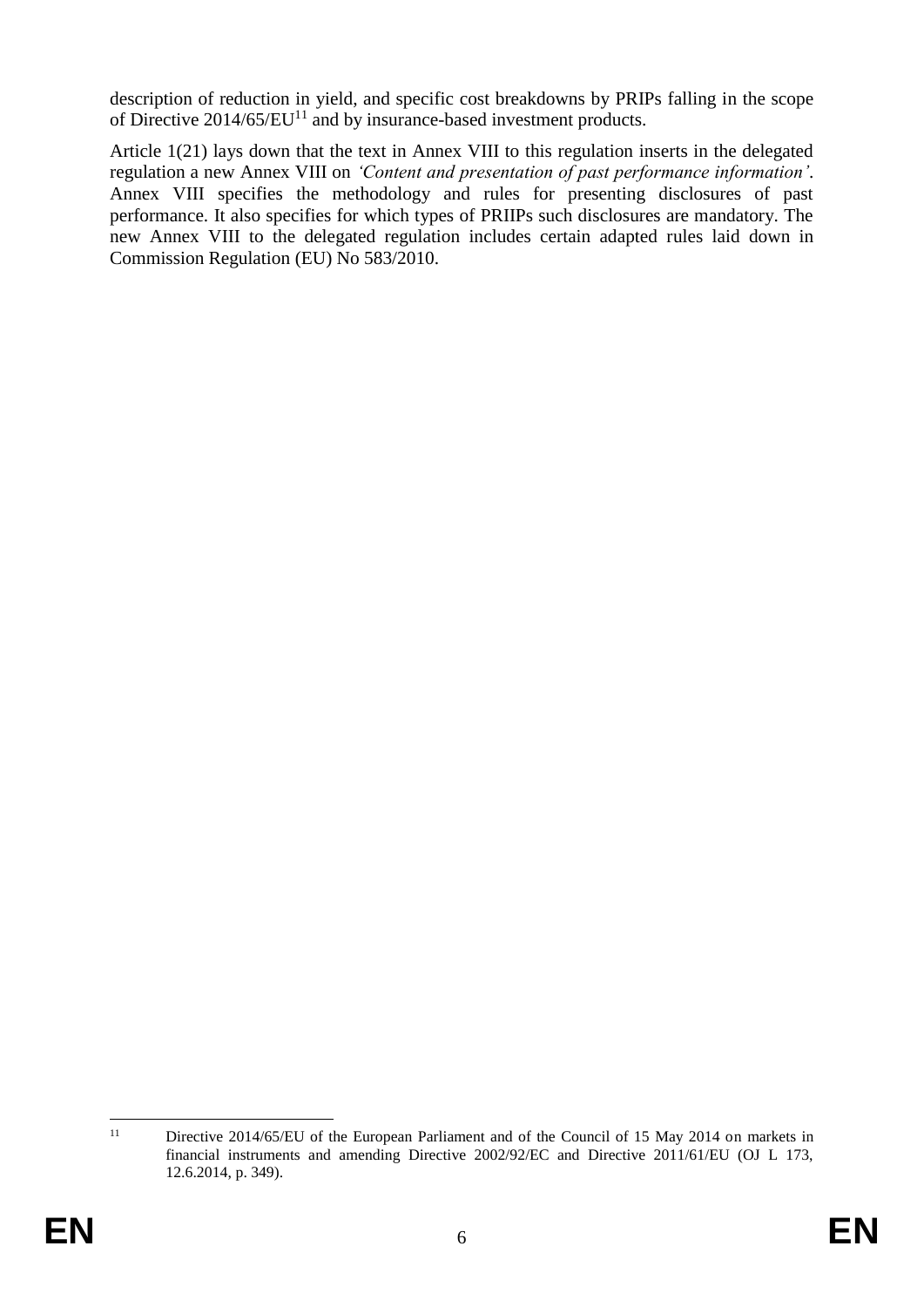description of reduction in yield, and specific cost breakdowns by PRIPs falling in the scope of Directive 2014/65/EU[11] and by insurance-based investment products.

Article 1(21) lays down that the text in Annex VIII to this regulation inserts in the delegated regulation a new Annex VIII on *'Content and presentation of past performance information'*. Annex VIII specifies the methodology and rules for presenting disclosures of past performance. It also specifies for which types of PRIIPs such disclosures are mandatory. The new Annex VIII to the delegated regulation includes certain adapted rules laid down in Commission Regulation (EU) No 583/2010.

---

[11] Directive 2014/65/EU of the European Parliament and of the Council of 15 May 2014 on markets in financial instruments and amending Directive 2002/92/EC and Directive 2011/61/EU (OJ L 173, 12.6.2014, p. 349).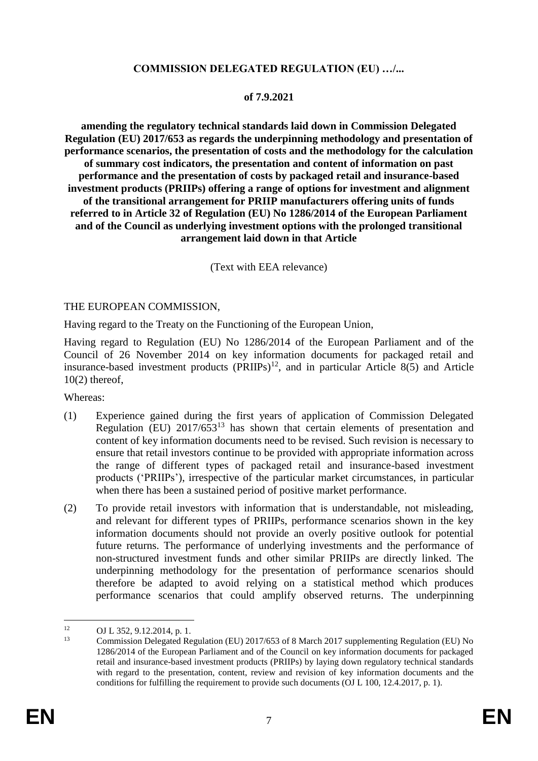**COMMISSION DELEGATED REGULATION (EU) …/...**

**of 7.9.2021**

**amending the regulatory technical standards laid down in Commission Delegated Regulation (EU) 2017/653 as regards the underpinning methodology and presentation of performance scenarios, the presentation of costs and the methodology for the calculation of summary cost indicators, the presentation and content of information on past performance and the presentation of costs by packaged retail and insurance-based investment products (PRIIPs) offering a range of options for investment and alignment of the transitional arrangement for PRIIP manufacturers offering units of funds referred to in Article 32 of Regulation (EU) No 1286/2014 of the European Parliament and of the Council as underlying investment options with the prolonged transitional arrangement laid down in that Article**

(Text with EEA relevance)

THE EUROPEAN COMMISSION,

Having regard to the Treaty on the Functioning of the European Union,

Having regard to Regulation (EU) No 1286/2014 of the European Parliament and of the Council of 26 November 2014 on key information documents for packaged retail and insurance-based investment products (PRIIPs)[12], and in particular Article 8(5) and Article 10(2) thereof,

Whereas:

(1) Experience gained during the first years of application of Commission Delegated Regulation (EU) 2017/653[13] has shown that certain elements of presentation and content of key information documents need to be revised. Such revision is necessary to ensure that retail investors continue to be provided with appropriate information across the range of different types of packaged retail and insurance-based investment products ('PRIIPs'), irrespective of the particular market circumstances, in particular when there has been a sustained period of positive market performance.

(2) To provide retail investors with information that is understandable, not misleading, and relevant for different types of PRIIPs, performance scenarios shown in the key information documents should not provide an overly positive outlook for potential future returns. The performance of underlying investments and the performance of non-structured investment funds and other similar PRIIPs are directly linked. The underpinning methodology for the presentation of performance scenarios should therefore be adapted to avoid relying on a statistical method which produces performance scenarios that could amplify observed returns. The underpinning

---

[12] OJ L 352, 9.12.2014, p. 1.

[13] Commission Delegated Regulation (EU) 2017/653 of 8 March 2017 supplementing Regulation (EU) No 1286/2014 of the European Parliament and of the Council on key information documents for packaged retail and insurance-based investment products (PRIIPs) by laying down regulatory technical standards with regard to the presentation, content, review and revision of key information documents and the conditions for fulfilling the requirement to provide such documents (OJ L 100, 12.4.2017, p. 1).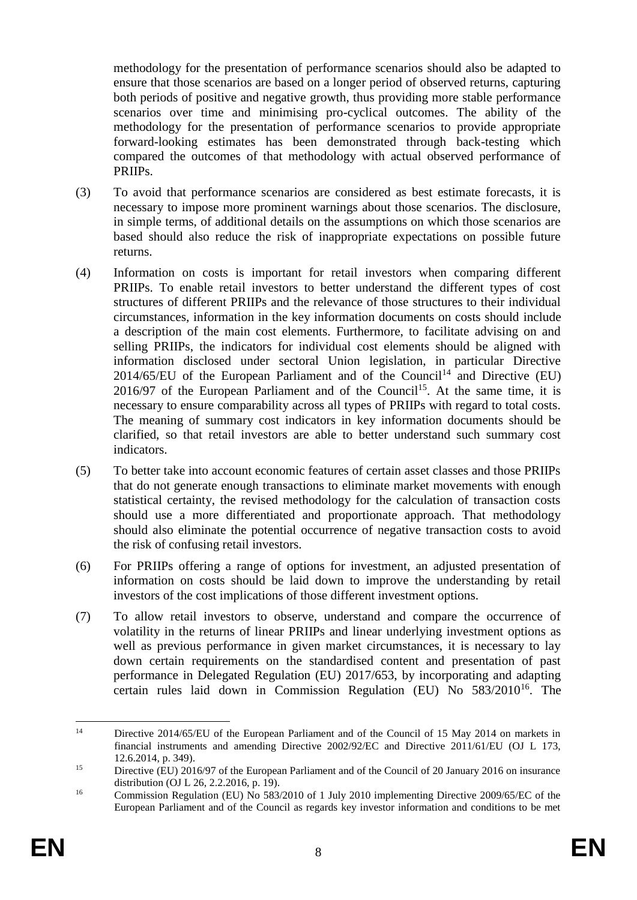methodology for the presentation of performance scenarios should also be adapted to ensure that those scenarios are based on a longer period of observed returns, capturing both periods of positive and negative growth, thus providing more stable performance scenarios over time and minimising pro-cyclical outcomes. The ability of the methodology for the presentation of performance scenarios to provide appropriate forward-looking estimates has been demonstrated through back-testing which compared the outcomes of that methodology with actual observed performance of PRIIPs.

(3) To avoid that performance scenarios are considered as best estimate forecasts, it is necessary to impose more prominent warnings about those scenarios. The disclosure, in simple terms, of additional details on the assumptions on which those scenarios are based should also reduce the risk of inappropriate expectations on possible future returns.

(4) Information on costs is important for retail investors when comparing different PRIIPs. To enable retail investors to better understand the different types of cost structures of different PRIIPs and the relevance of those structures to their individual circumstances, information in the key information documents on costs should include a description of the main cost elements. Furthermore, to facilitate advising on and selling PRIIPs, the indicators for individual cost elements should be aligned with information disclosed under sectoral Union legislation, in particular Directive 2014/65/EU of the European Parliament and of the Council[14] and Directive (EU) 2016/97 of the European Parliament and of the Council[15]. At the same time, it is necessary to ensure comparability across all types of PRIIPs with regard to total costs. The meaning of summary cost indicators in key information documents should be clarified, so that retail investors are able to better understand such summary cost indicators.

(5) To better take into account economic features of certain asset classes and those PRIIPs that do not generate enough transactions to eliminate market movements with enough statistical certainty, the revised methodology for the calculation of transaction costs should use a more differentiated and proportionate approach. That methodology should also eliminate the potential occurrence of negative transaction costs to avoid the risk of confusing retail investors.

(6) For PRIIPs offering a range of options for investment, an adjusted presentation of information on costs should be laid down to improve the understanding by retail investors of the cost implications of those different investment options.

(7) To allow retail investors to observe, understand and compare the occurrence of volatility in the returns of linear PRIIPs and linear underlying investment options as well as previous performance in given market circumstances, it is necessary to lay down certain requirements on the standardised content and presentation of past performance in Delegated Regulation (EU) 2017/653, by incorporating and adapting certain rules laid down in Commission Regulation (EU) No 583/2010[16]. The

---

[14] Directive 2014/65/EU of the European Parliament and of the Council of 15 May 2014 on markets in financial instruments and amending Directive 2002/92/EC and Directive 2011/61/EU (OJ L 173, 12.6.2014, p. 349).

[15] Directive (EU) 2016/97 of the European Parliament and of the Council of 20 January 2016 on insurance distribution (OJ L 26, 2.2.2016, p. 19).

[16] Commission Regulation (EU) No 583/2010 of 1 July 2010 implementing Directive 2009/65/EC of the European Parliament and of the Council as regards key investor information and conditions to be met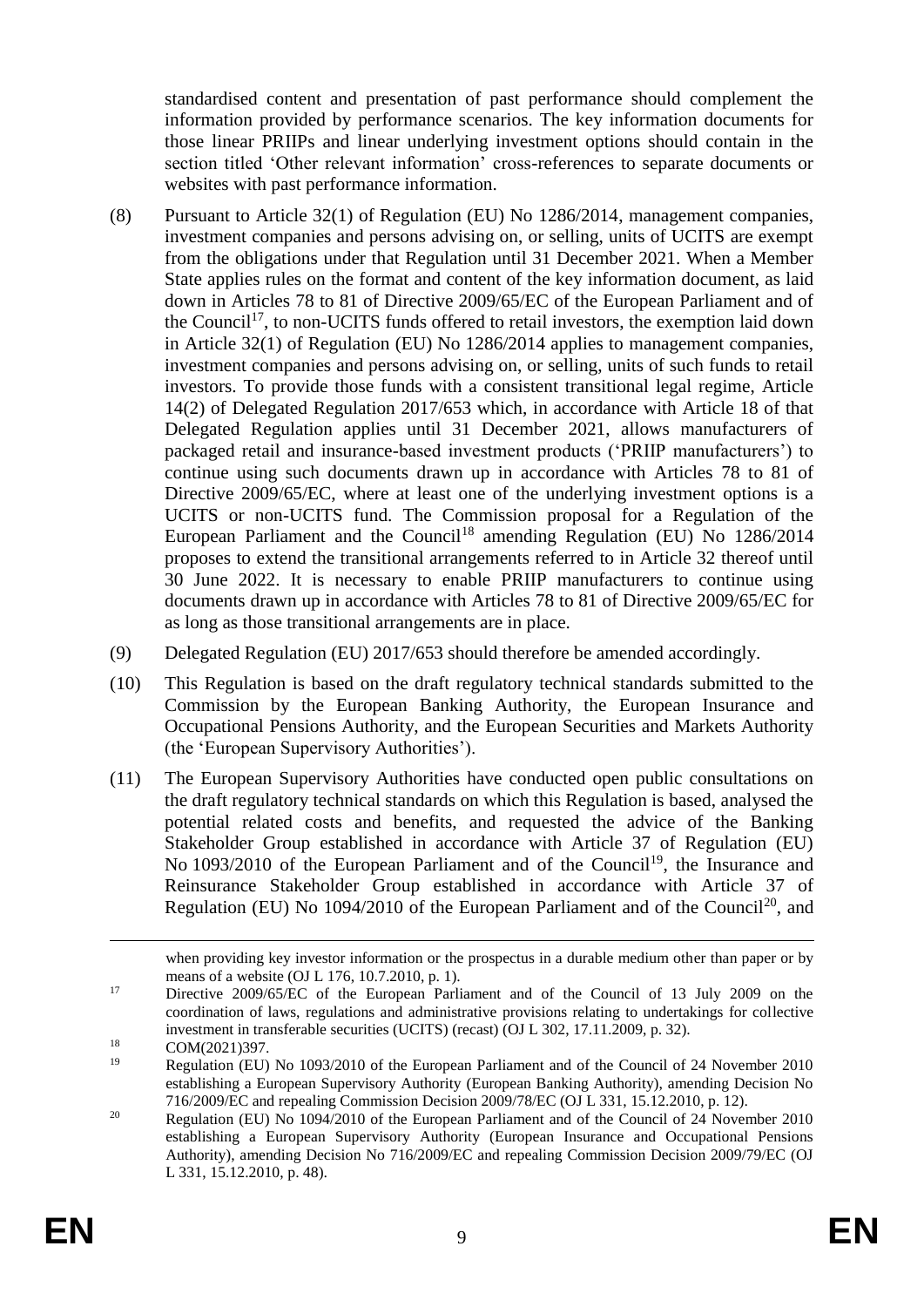standardised content and presentation of past performance should complement the information provided by performance scenarios. The key information documents for those linear PRIIPs and linear underlying investment options should contain in the section titled 'Other relevant information' cross-references to separate documents or websites with past performance information.

(8) Pursuant to Article 32(1) of Regulation (EU) No 1286/2014, management companies, investment companies and persons advising on, or selling, units of UCITS are exempt from the obligations under that Regulation until 31 December 2021. When a Member State applies rules on the format and content of the key information document, as laid down in Articles 78 to 81 of Directive 2009/65/EC of the European Parliament and of the Council[17], to non-UCITS funds offered to retail investors, the exemption laid down in Article 32(1) of Regulation (EU) No 1286/2014 applies to management companies, investment companies and persons advising on, or selling, units of such funds to retail investors. To provide those funds with a consistent transitional legal regime, Article 14(2) of Delegated Regulation 2017/653 which, in accordance with Article 18 of that Delegated Regulation applies until 31 December 2021, allows manufacturers of packaged retail and insurance-based investment products ('PRIIP manufacturers') to continue using such documents drawn up in accordance with Articles 78 to 81 of Directive 2009/65/EC, where at least one of the underlying investment options is a UCITS or non-UCITS fund. The Commission proposal for a Regulation of the European Parliament and the Council[18] amending Regulation (EU) No 1286/2014 proposes to extend the transitional arrangements referred to in Article 32 thereof until 30 June 2022. It is necessary to enable PRIIP manufacturers to continue using documents drawn up in accordance with Articles 78 to 81 of Directive 2009/65/EC for as long as those transitional arrangements are in place.

(9) Delegated Regulation (EU) 2017/653 should therefore be amended accordingly.

(10) This Regulation is based on the draft regulatory technical standards submitted to the Commission by the European Banking Authority, the European Insurance and Occupational Pensions Authority, and the European Securities and Markets Authority (the 'European Supervisory Authorities').

(11) The European Supervisory Authorities have conducted open public consultations on the draft regulatory technical standards on which this Regulation is based, analysed the potential related costs and benefits, and requested the advice of the Banking Stakeholder Group established in accordance with Article 37 of Regulation (EU) No 1093/2010 of the European Parliament and of the Council[19], the Insurance and Reinsurance Stakeholder Group established in accordance with Article 37 of Regulation (EU) No 1094/2010 of the European Parliament and of the Council[20], and

---

when providing key investor information or the prospectus in a durable medium other than paper or by means of a website (OJ L 176, 10.7.2010, p. 1).

[17] Directive 2009/65/EC of the European Parliament and of the Council of 13 July 2009 on the coordination of laws, regulations and administrative provisions relating to undertakings for collective investment in transferable securities (UCITS) (recast) (OJ L 302, 17.11.2009, p. 32).

[18] COM(2021)397.

[19] Regulation (EU) No 1093/2010 of the European Parliament and of the Council of 24 November 2010 establishing a European Supervisory Authority (European Banking Authority), amending Decision No 716/2009/EC and repealing Commission Decision 2009/78/EC (OJ L 331, 15.12.2010, p. 12).

[20] Regulation (EU) No 1094/2010 of the European Parliament and of the Council of 24 November 2010 establishing a European Supervisory Authority (European Insurance and Occupational Pensions Authority), amending Decision No 716/2009/EC and repealing Commission Decision 2009/79/EC (OJ L 331, 15.12.2010, p. 48).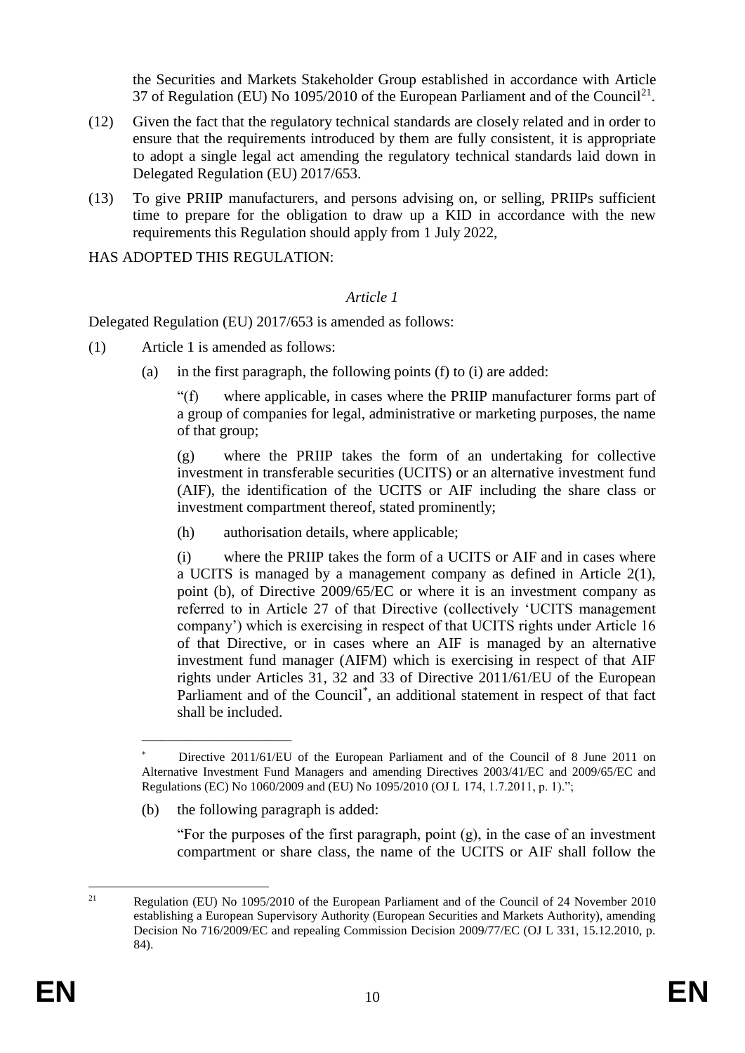the Securities and Markets Stakeholder Group established in accordance with Article 37 of Regulation (EU) No 1095/2010 of the European Parliament and of the Council[21].

(12) Given the fact that the regulatory technical standards are closely related and in order to ensure that the requirements introduced by them are fully consistent, it is appropriate to adopt a single legal act amending the regulatory technical standards laid down in Delegated Regulation (EU) 2017/653.

(13) To give PRIIP manufacturers, and persons advising on, or selling, PRIIPs sufficient time to prepare for the obligation to draw up a KID in accordance with the new requirements this Regulation should apply from 1 July 2022,

HAS ADOPTED THIS REGULATION:

*Article 1*

Delegated Regulation (EU) 2017/653 is amended as follows:

(1) Article 1 is amended as follows:

(a) in the first paragraph, the following points (f) to (i) are added:

"(f) where applicable, in cases where the PRIIP manufacturer forms part of a group of companies for legal, administrative or marketing purposes, the name of that group;

(g) where the PRIIP takes the form of an undertaking for collective investment in transferable securities (UCITS) or an alternative investment fund (AIF), the identification of the UCITS or AIF including the share class or investment compartment thereof, stated prominently;

(h) authorisation details, where applicable;

(i) where the PRIIP takes the form of a UCITS or AIF and in cases where a UCITS is managed by a management company as defined in Article 2(1), point (b), of Directive 2009/65/EC or where it is an investment company as referred to in Article 27 of that Directive (collectively 'UCITS management company') which is exercising in respect of that UCITS rights under Article 16 of that Directive, or in cases where an AIF is managed by an alternative investment fund manager (AIFM) which is exercising in respect of that AIF rights under Articles 31, 32 and 33 of Directive 2011/61/EU of the European Parliament and of the Council[*], an additional statement in respect of that fact shall be included.

______________________

[*] Directive 2011/61/EU of the European Parliament and of the Council of 8 June 2011 on Alternative Investment Fund Managers and amending Directives 2003/41/EC and 2009/65/EC and Regulations (EC) No 1060/2009 and (EU) No 1095/2010 (OJ L 174, 1.7.2011, p. 1).";

(b) the following paragraph is added:

"For the purposes of the first paragraph, point (g), in the case of an investment compartment or share class, the name of the UCITS or AIF shall follow the

---

[21] Regulation (EU) No 1095/2010 of the European Parliament and of the Council of 24 November 2010 establishing a European Supervisory Authority (European Securities and Markets Authority), amending Decision No 716/2009/EC and repealing Commission Decision 2009/77/EC (OJ L 331, 15.12.2010, p. 84).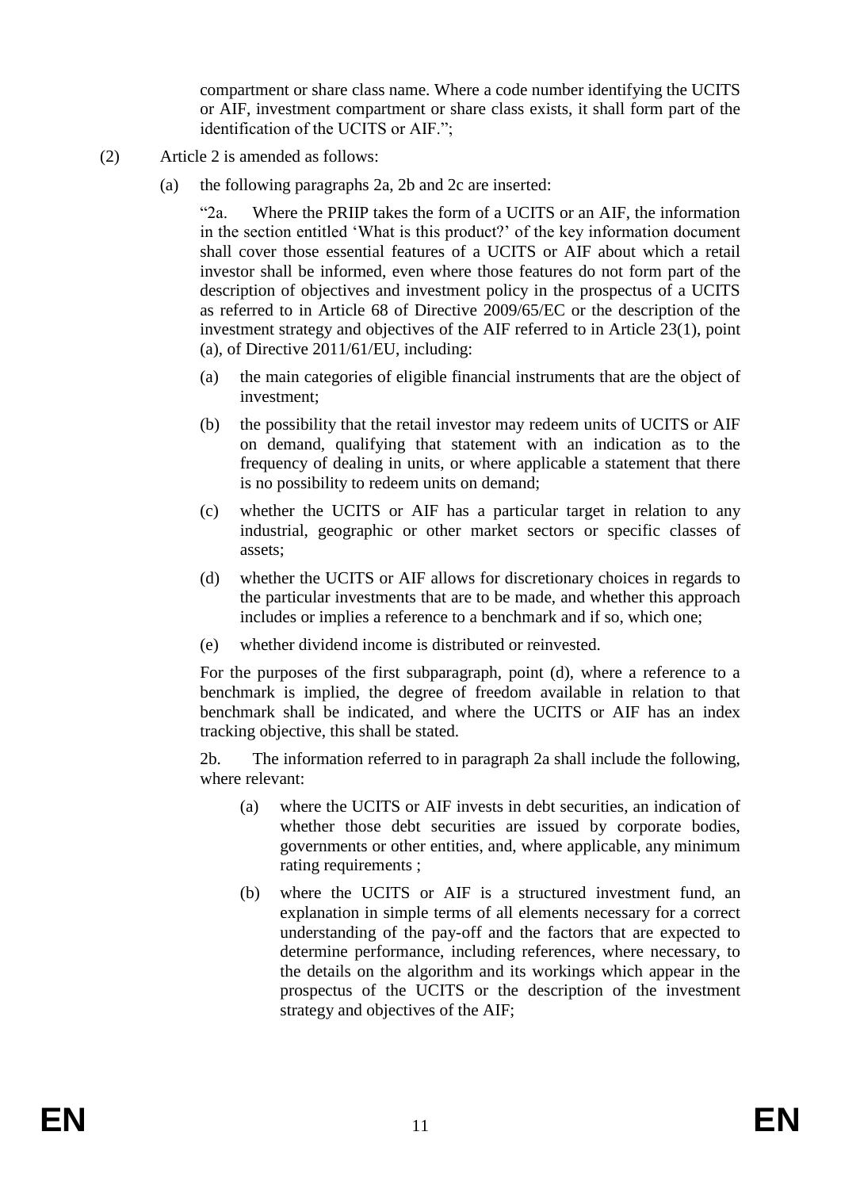compartment or share class name. Where a code number identifying the UCITS or AIF, investment compartment or share class exists, it shall form part of the identification of the UCITS or AIF.";

(2) Article 2 is amended as follows:

(a) the following paragraphs 2a, 2b and 2c are inserted:

"2a. Where the PRIIP takes the form of a UCITS or an AIF, the information in the section entitled 'What is this product?' of the key information document shall cover those essential features of a UCITS or AIF about which a retail investor shall be informed, even where those features do not form part of the description of objectives and investment policy in the prospectus of a UCITS as referred to in Article 68 of Directive 2009/65/EC or the description of the investment strategy and objectives of the AIF referred to in Article 23(1), point (a), of Directive 2011/61/EU, including:

(a) the main categories of eligible financial instruments that are the object of investment;

(b) the possibility that the retail investor may redeem units of UCITS or AIF on demand, qualifying that statement with an indication as to the frequency of dealing in units, or where applicable a statement that there is no possibility to redeem units on demand;

(c) whether the UCITS or AIF has a particular target in relation to any industrial, geographic or other market sectors or specific classes of assets;

(d) whether the UCITS or AIF allows for discretionary choices in regards to the particular investments that are to be made, and whether this approach includes or implies a reference to a benchmark and if so, which one;

(e) whether dividend income is distributed or reinvested.

For the purposes of the first subparagraph, point (d), where a reference to a benchmark is implied, the degree of freedom available in relation to that benchmark shall be indicated, and where the UCITS or AIF has an index tracking objective, this shall be stated.

2b. The information referred to in paragraph 2a shall include the following, where relevant:

(a) where the UCITS or AIF invests in debt securities, an indication of whether those debt securities are issued by corporate bodies, governments or other entities, and, where applicable, any minimum rating requirements ;

(b) where the UCITS or AIF is a structured investment fund, an explanation in simple terms of all elements necessary for a correct understanding of the pay-off and the factors that are expected to determine performance, including references, where necessary, to the details on the algorithm and its workings which appear in the prospectus of the UCITS or the description of the investment strategy and objectives of the AIF;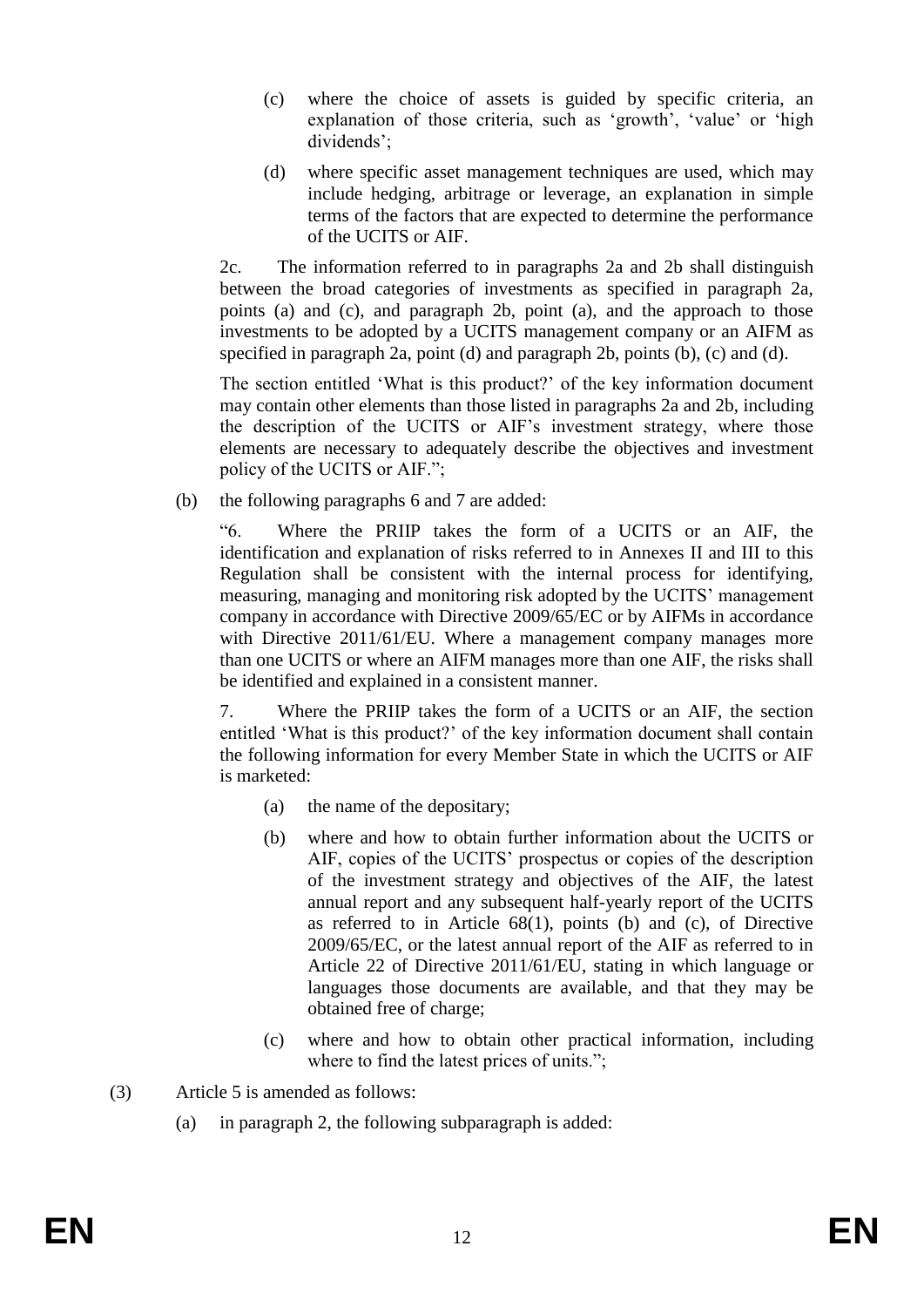(c) where the choice of assets is guided by specific criteria, an explanation of those criteria, such as 'growth', 'value' or 'high dividends';

(d) where specific asset management techniques are used, which may include hedging, arbitrage or leverage, an explanation in simple terms of the factors that are expected to determine the performance of the UCITS or AIF.

2c. The information referred to in paragraphs 2a and 2b shall distinguish between the broad categories of investments as specified in paragraph 2a, points (a) and (c), and paragraph 2b, point (a), and the approach to those investments to be adopted by a UCITS management company or an AIFM as specified in paragraph 2a, point (d) and paragraph 2b, points (b), (c) and (d).

The section entitled 'What is this product?' of the key information document may contain other elements than those listed in paragraphs 2a and 2b, including the description of the UCITS or AIF's investment strategy, where those elements are necessary to adequately describe the objectives and investment policy of the UCITS or AIF.";

(b) the following paragraphs 6 and 7 are added:

"6. Where the PRIIP takes the form of a UCITS or an AIF, the identification and explanation of risks referred to in Annexes II and III to this Regulation shall be consistent with the internal process for identifying, measuring, managing and monitoring risk adopted by the UCITS' management company in accordance with Directive 2009/65/EC or by AIFMs in accordance with Directive 2011/61/EU. Where a management company manages more than one UCITS or where an AIFM manages more than one AIF, the risks shall be identified and explained in a consistent manner.

7. Where the PRIIP takes the form of a UCITS or an AIF, the section entitled 'What is this product?' of the key information document shall contain the following information for every Member State in which the UCITS or AIF is marketed:

(a) the name of the depositary;

(b) where and how to obtain further information about the UCITS or AIF, copies of the UCITS' prospectus or copies of the description of the investment strategy and objectives of the AIF, the latest annual report and any subsequent half-yearly report of the UCITS as referred to in Article 68(1), points (b) and (c), of Directive 2009/65/EC, or the latest annual report of the AIF as referred to in Article 22 of Directive 2011/61/EU, stating in which language or languages those documents are available, and that they may be obtained free of charge;

(c) where and how to obtain other practical information, including where to find the latest prices of units.";

(3) Article 5 is amended as follows:

(a) in paragraph 2, the following subparagraph is added: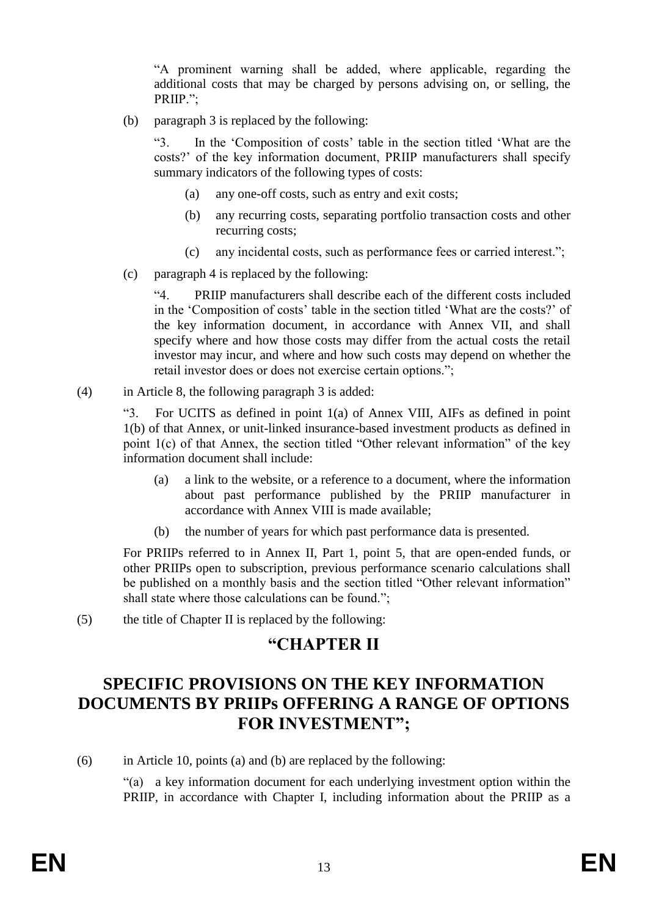"A prominent warning shall be added, where applicable, regarding the additional costs that may be charged by persons advising on, or selling, the PRIIP.";

(b) paragraph 3 is replaced by the following:

"3. In the 'Composition of costs' table in the section titled 'What are the costs?' of the key information document, PRIIP manufacturers shall specify summary indicators of the following types of costs:

(a) any one-off costs, such as entry and exit costs;

(b) any recurring costs, separating portfolio transaction costs and other recurring costs;

(c) any incidental costs, such as performance fees or carried interest.";

(c) paragraph 4 is replaced by the following:

"4. PRIIP manufacturers shall describe each of the different costs included in the 'Composition of costs' table in the section titled 'What are the costs?' of the key information document, in accordance with Annex VII, and shall specify where and how those costs may differ from the actual costs the retail investor may incur, and where and how such costs may depend on whether the retail investor does or does not exercise certain options.";

(4) in Article 8, the following paragraph 3 is added:

"3. For UCITS as defined in point 1(a) of Annex VIII, AIFs as defined in point 1(b) of that Annex, or unit-linked insurance-based investment products as defined in point 1(c) of that Annex, the section titled "Other relevant information" of the key information document shall include:

(a) a link to the website, or a reference to a document, where the information about past performance published by the PRIIP manufacturer in accordance with Annex VIII is made available;

(b) the number of years for which past performance data is presented.

For PRIIPs referred to in Annex II, Part 1, point 5, that are open-ended funds, or other PRIIPs open to subscription, previous performance scenario calculations shall be published on a monthly basis and the section titled "Other relevant information" shall state where those calculations can be found.";

(5) the title of Chapter II is replaced by the following:

# "CHAPTER II

# SPECIFIC PROVISIONS ON THE KEY INFORMATION DOCUMENTS BY PRIIPs OFFERING A RANGE OF OPTIONS FOR INVESTMENT";

(6) in Article 10, points (a) and (b) are replaced by the following:

"(a) a key information document for each underlying investment option within the PRIIP, in accordance with Chapter I, including information about the PRIIP as a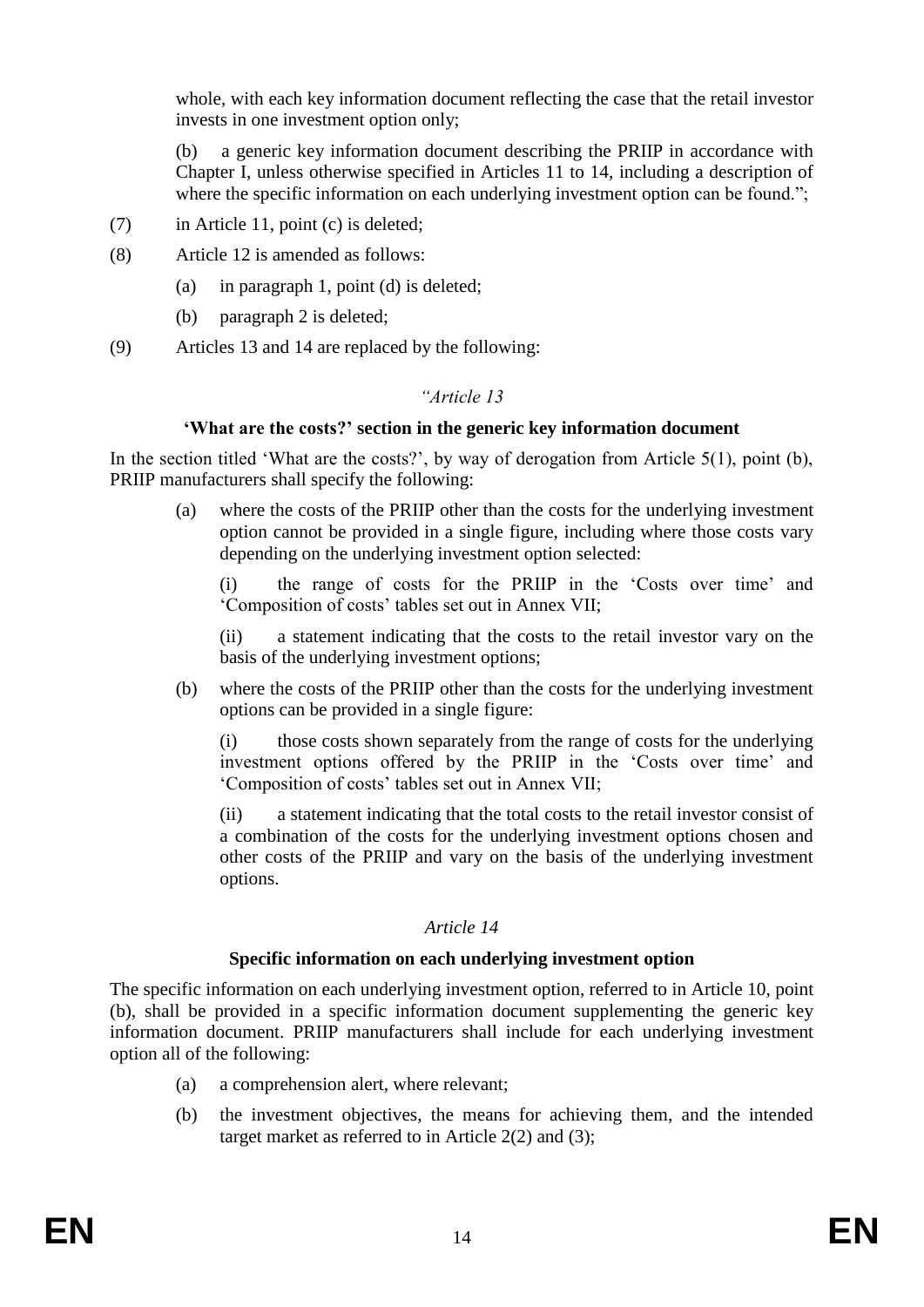whole, with each key information document reflecting the case that the retail investor invests in one investment option only;

(b) a generic key information document describing the PRIIP in accordance with Chapter I, unless otherwise specified in Articles 11 to 14, including a description of where the specific information on each underlying investment option can be found.";

(7) in Article 11, point (c) is deleted;

(8) Article 12 is amended as follows:

(a) in paragraph 1, point (d) is deleted;

(b) paragraph 2 is deleted;

(9) Articles 13 and 14 are replaced by the following:

*"Article 13*

**'What are the costs?' section in the generic key information document**

In the section titled 'What are the costs?', by way of derogation from Article 5(1), point (b), PRIIP manufacturers shall specify the following:

(a) where the costs of the PRIIP other than the costs for the underlying investment option cannot be provided in a single figure, including where those costs vary depending on the underlying investment option selected:

(i) the range of costs for the PRIIP in the 'Costs over time' and 'Composition of costs' tables set out in Annex VII;

(ii) a statement indicating that the costs to the retail investor vary on the basis of the underlying investment options;

(b) where the costs of the PRIIP other than the costs for the underlying investment options can be provided in a single figure:

(i) those costs shown separately from the range of costs for the underlying investment options offered by the PRIIP in the 'Costs over time' and 'Composition of costs' tables set out in Annex VII;

(ii) a statement indicating that the total costs to the retail investor consist of a combination of the costs for the underlying investment options chosen and other costs of the PRIIP and vary on the basis of the underlying investment options.

*Article 14*

**Specific information on each underlying investment option**

The specific information on each underlying investment option, referred to in Article 10, point (b), shall be provided in a specific information document supplementing the generic key information document. PRIIP manufacturers shall include for each underlying investment option all of the following:

(a) a comprehension alert, where relevant;

(b) the investment objectives, the means for achieving them, and the intended target market as referred to in Article 2(2) and (3);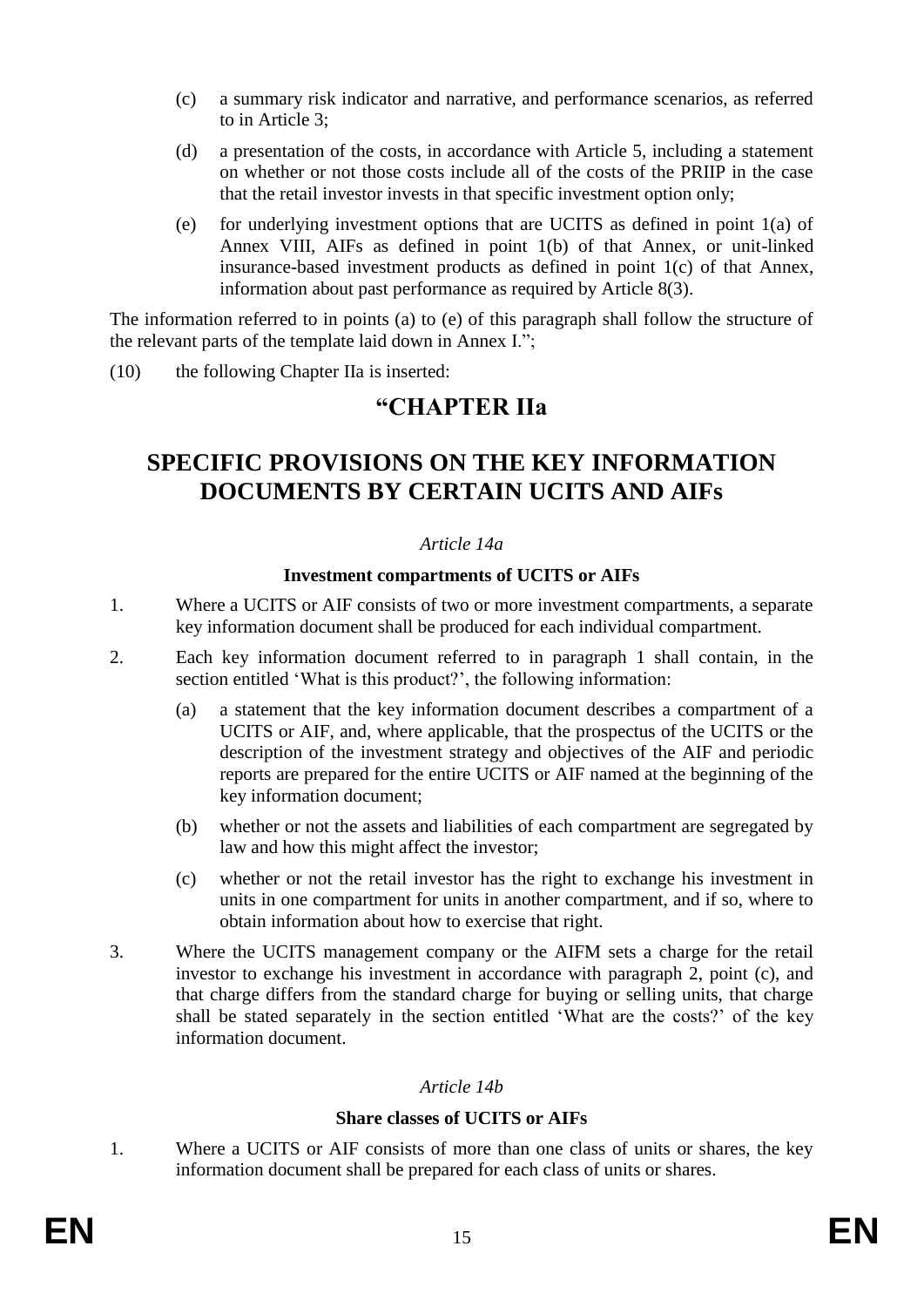(c) a summary risk indicator and narrative, and performance scenarios, as referred to in Article 3;

(d) a presentation of the costs, in accordance with Article 5, including a statement on whether or not those costs include all of the costs of the PRIIP in the case that the retail investor invests in that specific investment option only;

(e) for underlying investment options that are UCITS as defined in point 1(a) of Annex VIII, AIFs as defined in point 1(b) of that Annex, or unit-linked insurance-based investment products as defined in point 1(c) of that Annex, information about past performance as required by Article 8(3).

The information referred to in points (a) to (e) of this paragraph shall follow the structure of the relevant parts of the template laid down in Annex I.";

(10) the following Chapter IIa is inserted:

# "CHAPTER IIa

# SPECIFIC PROVISIONS ON THE KEY INFORMATION DOCUMENTS BY CERTAIN UCITS AND AIFs

*Article 14a*

**Investment compartments of UCITS or AIFs**

1. Where a UCITS or AIF consists of two or more investment compartments, a separate key information document shall be produced for each individual compartment.

2. Each key information document referred to in paragraph 1 shall contain, in the section entitled 'What is this product?', the following information:

   (a) a statement that the key information document describes a compartment of a UCITS or AIF, and, where applicable, that the prospectus of the UCITS or the description of the investment strategy and objectives of the AIF and periodic reports are prepared for the entire UCITS or AIF named at the beginning of the key information document;

   (b) whether or not the assets and liabilities of each compartment are segregated by law and how this might affect the investor;

   (c) whether or not the retail investor has the right to exchange his investment in units in one compartment for units in another compartment, and if so, where to obtain information about how to exercise that right.

3. Where the UCITS management company or the AIFM sets a charge for the retail investor to exchange his investment in accordance with paragraph 2, point (c), and that charge differs from the standard charge for buying or selling units, that charge shall be stated separately in the section entitled 'What are the costs?' of the key information document.

*Article 14b*

**Share classes of UCITS or AIFs**

1. Where a UCITS or AIF consists of more than one class of units or shares, the key information document shall be prepared for each class of units or shares.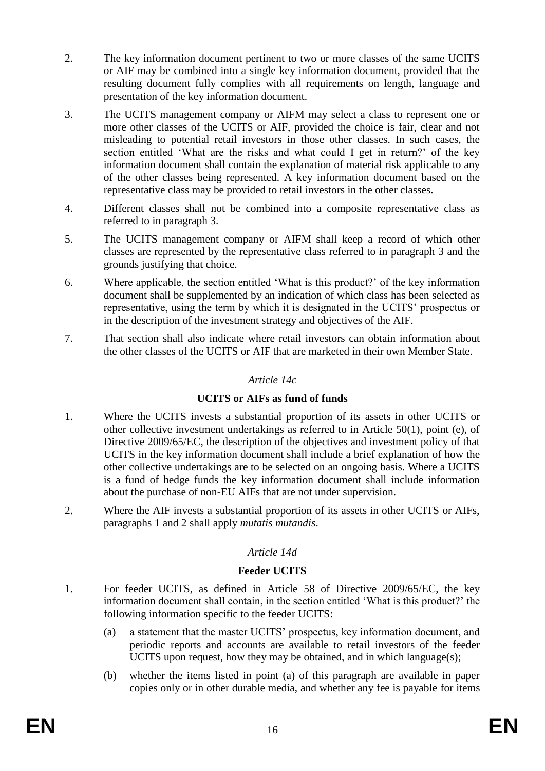2. The key information document pertinent to two or more classes of the same UCITS or AIF may be combined into a single key information document, provided that the resulting document fully complies with all requirements on length, language and presentation of the key information document.

3. The UCITS management company or AIFM may select a class to represent one or more other classes of the UCITS or AIF, provided the choice is fair, clear and not misleading to potential retail investors in those other classes. In such cases, the section entitled 'What are the risks and what could I get in return?' of the key information document shall contain the explanation of material risk applicable to any of the other classes being represented. A key information document based on the representative class may be provided to retail investors in the other classes.

4. Different classes shall not be combined into a composite representative class as referred to in paragraph 3.

5. The UCITS management company or AIFM shall keep a record of which other classes are represented by the representative class referred to in paragraph 3 and the grounds justifying that choice.

6. Where applicable, the section entitled 'What is this product?' of the key information document shall be supplemented by an indication of which class has been selected as representative, using the term by which it is designated in the UCITS' prospectus or in the description of the investment strategy and objectives of the AIF.

7. That section shall also indicate where retail investors can obtain information about the other classes of the UCITS or AIF that are marketed in their own Member State.

*Article 14c*

**UCITS or AIFs as fund of funds**

1. Where the UCITS invests a substantial proportion of its assets in other UCITS or other collective investment undertakings as referred to in Article 50(1), point (e), of Directive 2009/65/EC, the description of the objectives and investment policy of that UCITS in the key information document shall include a brief explanation of how the other collective undertakings are to be selected on an ongoing basis. Where a UCITS is a fund of hedge funds the key information document shall include information about the purchase of non-EU AIFs that are not under supervision.

2. Where the AIF invests a substantial proportion of its assets in other UCITS or AIFs, paragraphs 1 and 2 shall apply *mutatis mutandis*.

*Article 14d*

**Feeder UCITS**

1. For feeder UCITS, as defined in Article 58 of Directive 2009/65/EC, the key information document shall contain, in the section entitled 'What is this product?' the following information specific to the feeder UCITS:

   (a) a statement that the master UCITS' prospectus, key information document, and periodic reports and accounts are available to retail investors of the feeder UCITS upon request, how they may be obtained, and in which language(s);

   (b) whether the items listed in point (a) of this paragraph are available in paper copies only or in other durable media, and whether any fee is payable for items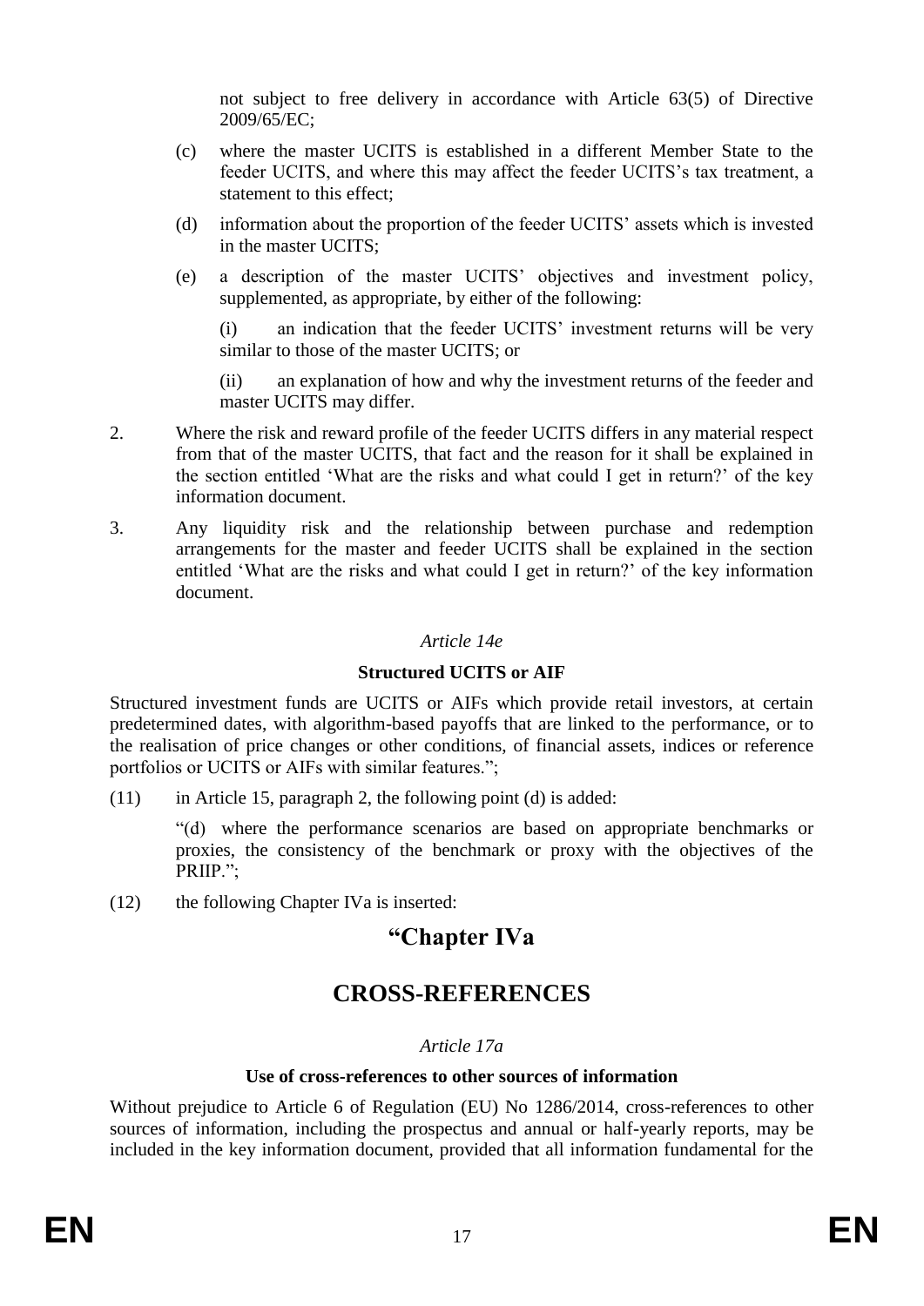not subject to free delivery in accordance with Article 63(5) of Directive 2009/65/EC;

(c) where the master UCITS is established in a different Member State to the feeder UCITS, and where this may affect the feeder UCITS's tax treatment, a statement to this effect;

(d) information about the proportion of the feeder UCITS' assets which is invested in the master UCITS;

(e) a description of the master UCITS' objectives and investment policy, supplemented, as appropriate, by either of the following:

(i) an indication that the feeder UCITS' investment returns will be very similar to those of the master UCITS; or

(ii) an explanation of how and why the investment returns of the feeder and master UCITS may differ.

2. Where the risk and reward profile of the feeder UCITS differs in any material respect from that of the master UCITS, that fact and the reason for it shall be explained in the section entitled 'What are the risks and what could I get in return?' of the key information document.

3. Any liquidity risk and the relationship between purchase and redemption arrangements for the master and feeder UCITS shall be explained in the section entitled 'What are the risks and what could I get in return?' of the key information document.

*Article 14e*

**Structured UCITS or AIF**

Structured investment funds are UCITS or AIFs which provide retail investors, at certain predetermined dates, with algorithm-based payoffs that are linked to the performance, or to the realisation of price changes or other conditions, of financial assets, indices or reference portfolios or UCITS or AIFs with similar features.";

(11) in Article 15, paragraph 2, the following point (d) is added:

"(d) where the performance scenarios are based on appropriate benchmarks or proxies, the consistency of the benchmark or proxy with the objectives of the PRIIP.";

(12) the following Chapter IVa is inserted:

# "Chapter IVa

# CROSS-REFERENCES

*Article 17a*

**Use of cross-references to other sources of information**

Without prejudice to Article 6 of Regulation (EU) No 1286/2014, cross-references to other sources of information, including the prospectus and annual or half-yearly reports, may be included in the key information document, provided that all information fundamental for the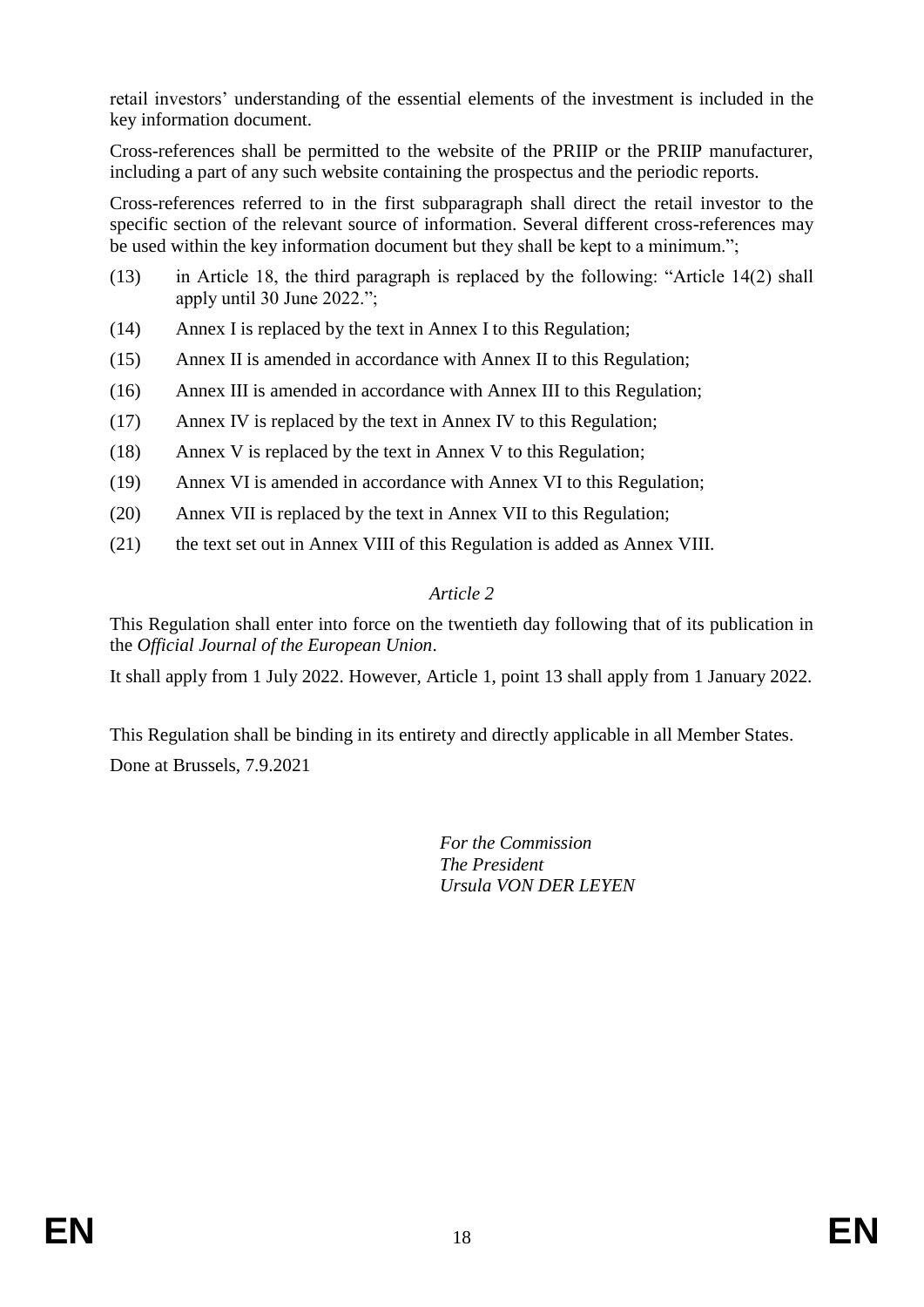retail investors' understanding of the essential elements of the investment is included in the key information document.

Cross-references shall be permitted to the website of the PRIIP or the PRIIP manufacturer, including a part of any such website containing the prospectus and the periodic reports.

Cross-references referred to in the first subparagraph shall direct the retail investor to the specific section of the relevant source of information. Several different cross-references may be used within the key information document but they shall be kept to a minimum.";

(13) in Article 18, the third paragraph is replaced by the following: "Article 14(2) shall apply until 30 June 2022.";

(14) Annex I is replaced by the text in Annex I to this Regulation;

(15) Annex II is amended in accordance with Annex II to this Regulation;

(16) Annex III is amended in accordance with Annex III to this Regulation;

(17) Annex IV is replaced by the text in Annex IV to this Regulation;

(18) Annex V is replaced by the text in Annex V to this Regulation;

(19) Annex VI is amended in accordance with Annex VI to this Regulation;

(20) Annex VII is replaced by the text in Annex VII to this Regulation;

(21) the text set out in Annex VIII of this Regulation is added as Annex VIII.

*Article 2*

This Regulation shall enter into force on the twentieth day following that of its publication in the *Official Journal of the European Union*.

It shall apply from 1 July 2022. However, Article 1, point 13 shall apply from 1 January 2022.

This Regulation shall be binding in its entirety and directly applicable in all Member States.

Done at Brussels, 7.9.2021

*For the Commission*
*The President*
*Ursula VON DER LEYEN*